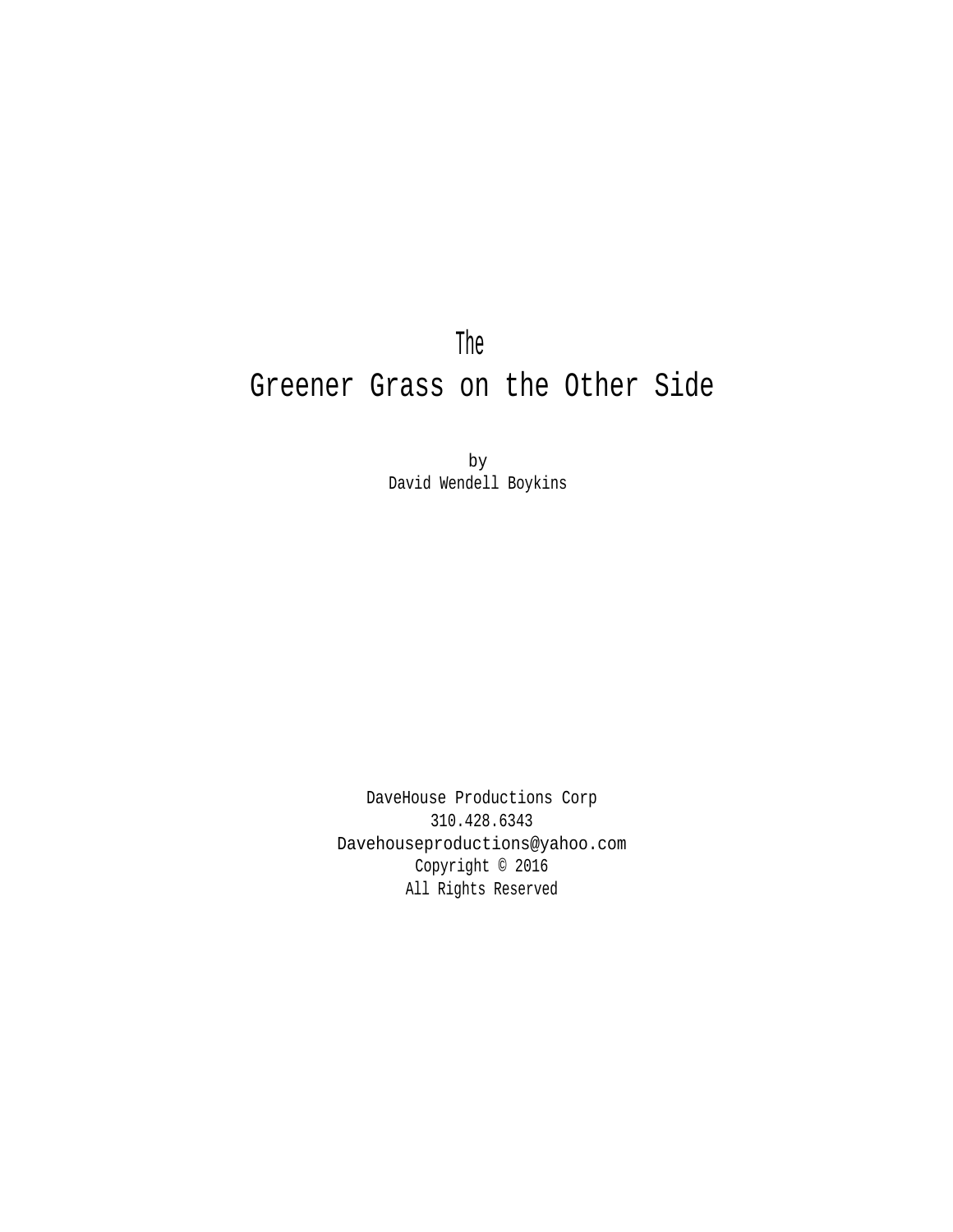# The
# Greener Grass on the Other Side

by
David Wendell Boykins

DaveHouse Productions Corp
310.428.6343
Davehouseproductions@yahoo.com
Copyright © 2016
All Rights Reserved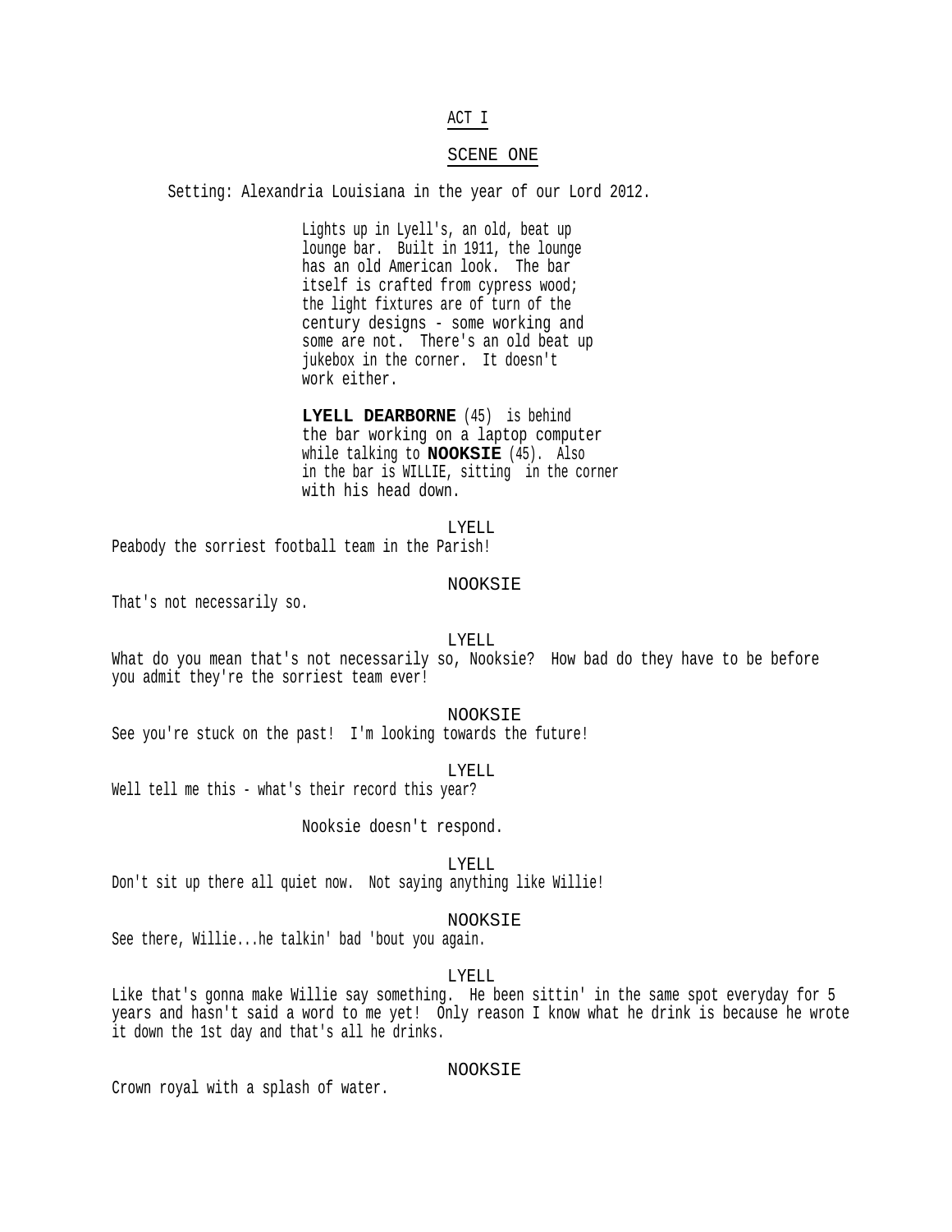# ACT I

## SCENE ONE

Setting: Alexandria Louisiana in the year of our Lord 2012.

Lights up in Lyell's, an old, beat up lounge bar. Built in 1911, the lounge has an old American look. The bar itself is crafted from cypress wood; the light fixtures are of turn of the century designs - some working and some are not. There's an old beat up jukebox in the corner. It doesn't work either.

**LYELL DEARBORNE** (45) is behind the bar working on a laptop computer while talking to **NOOKSIE** (45). Also in the bar is WILLIE, sitting in the corner with his head down.

LYELL
Peabody the sorriest football team in the Parish!

NOOKSIE
That's not necessarily so.

LYELL
What do you mean that's not necessarily so, Nooksie? How bad do they have to be before you admit they're the sorriest team ever!

NOOKSIE
See you're stuck on the past! I'm looking towards the future!

LYELL
Well tell me this - what's their record this year?

Nooksie doesn't respond.

LYELL
Don't sit up there all quiet now. Not saying anything like Willie!

NOOKSIE
See there, Willie...he talkin' bad 'bout you again.

LYELL
Like that's gonna make Willie say something. He been sittin' in the same spot everyday for 5 years and hasn't said a word to me yet! Only reason I know what he drink is because he wrote it down the 1st day and that's all he drinks.

NOOKSIE
Crown royal with a splash of water.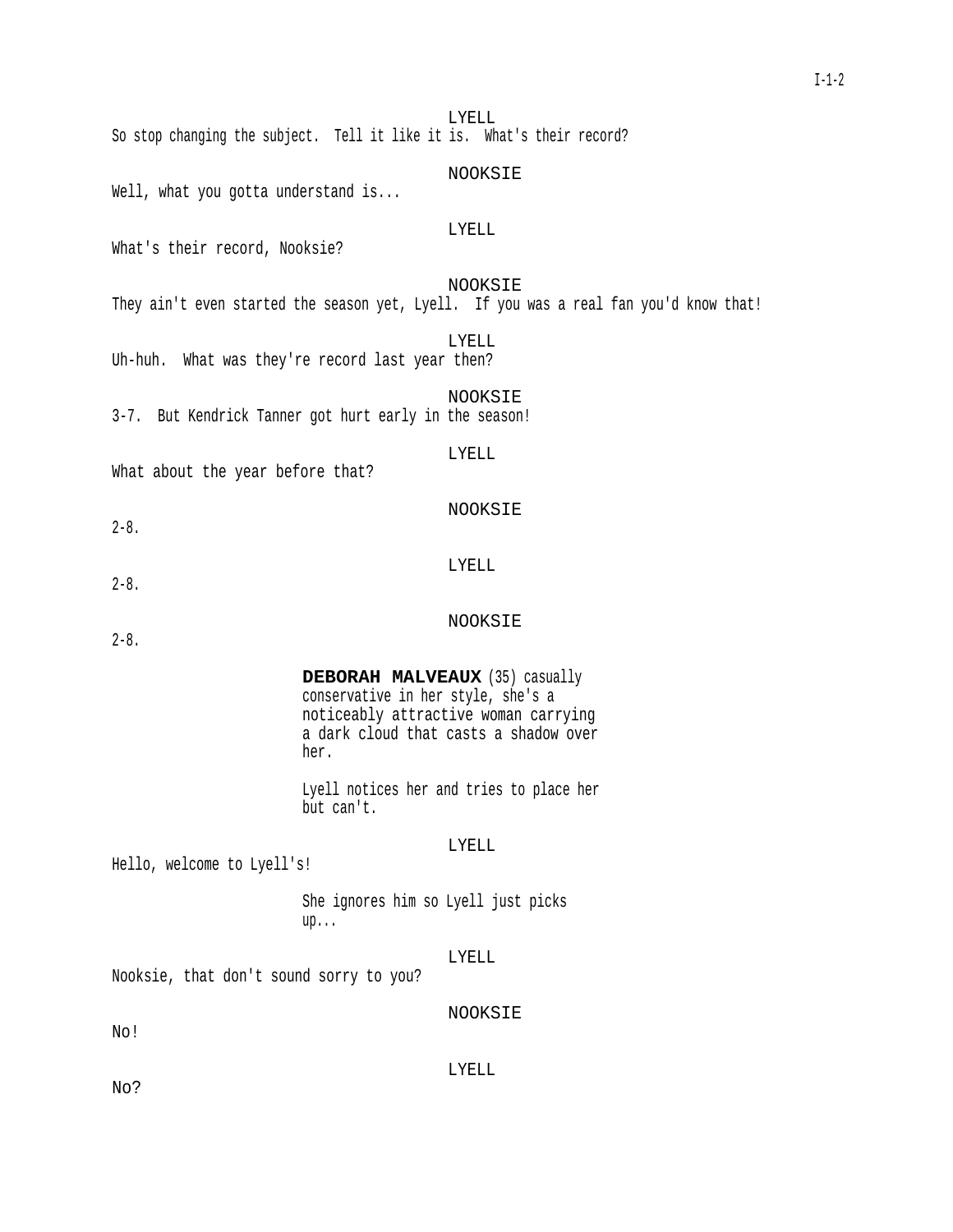LYELL

So stop changing the subject.  Tell it like it is.  What's their record?

NOOKSIE

Well, what you gotta understand is...

LYELL

What's their record, Nooksie?

NOOKSIE

They ain't even started the season yet, Lyell.  If you was a real fan you'd know that!

LYELL

Uh-huh.  What was they're record last year then?

NOOKSIE

3-7.  But Kendrick Tanner got hurt early in the season!

LYELL

What about the year before that?

NOOKSIE

2-8.

LYELL

2-8.

NOOKSIE

2-8.

**DEBORAH MALVEAUX** (35) casually conservative in her style, she's a noticeably attractive woman carrying a dark cloud that casts a shadow over her.

Lyell notices her and tries to place her but can't.

LYELL

Hello, welcome to Lyell's!

She ignores him so Lyell just picks up...

LYELL

Nooksie, that don't sound sorry to you?

NOOKSIE

No!

LYELL

No?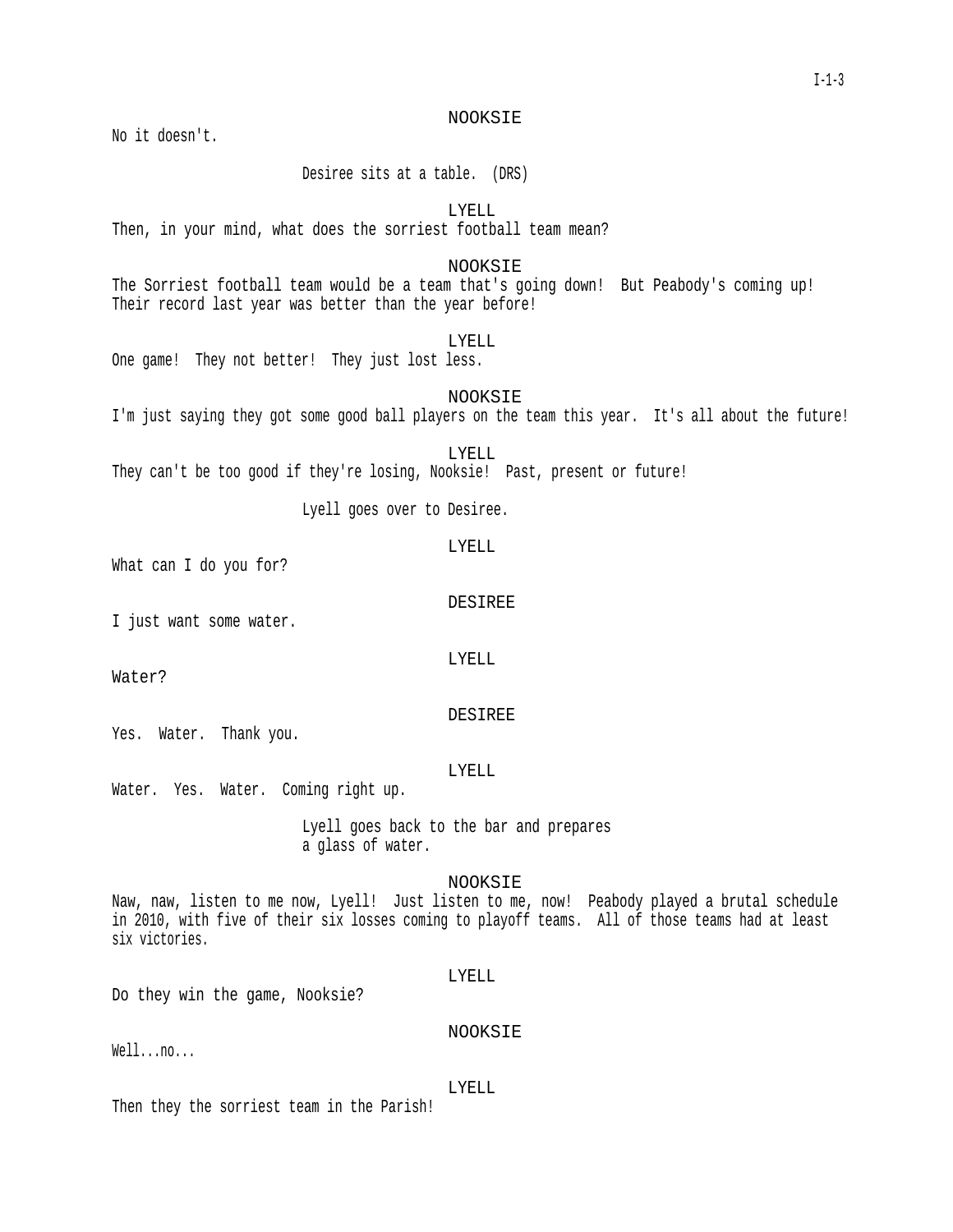NOOKSIE

No it doesn't.

Desiree sits at a table. (DRS)

LYELL

Then, in your mind, what does the sorriest football team mean?

NOOKSIE

The Sorriest football team would be a team that's going down! But Peabody's coming up! Their record last year was better than the year before!

LYELL

One game! They not better! They just lost less.

NOOKSIE

I'm just saying they got some good ball players on the team this year. It's all about the future!

LYELL

They can't be too good if they're losing, Nooksie! Past, present or future!

Lyell goes over to Desiree.

LYELL

What can I do you for?

DESIREE

I just want some water.

LYELL

Water?

DESIREE

Yes. Water. Thank you.

LYELL

Water. Yes. Water. Coming right up.

Lyell goes back to the bar and prepares a glass of water.

NOOKSIE

Naw, naw, listen to me now, Lyell! Just listen to me, now! Peabody played a brutal schedule in 2010, with five of their six losses coming to playoff teams. All of those teams had at least six victories.

LYELL

Do they win the game, Nooksie?

NOOKSIE

Well...no...

LYELL

Then they the sorriest team in the Parish!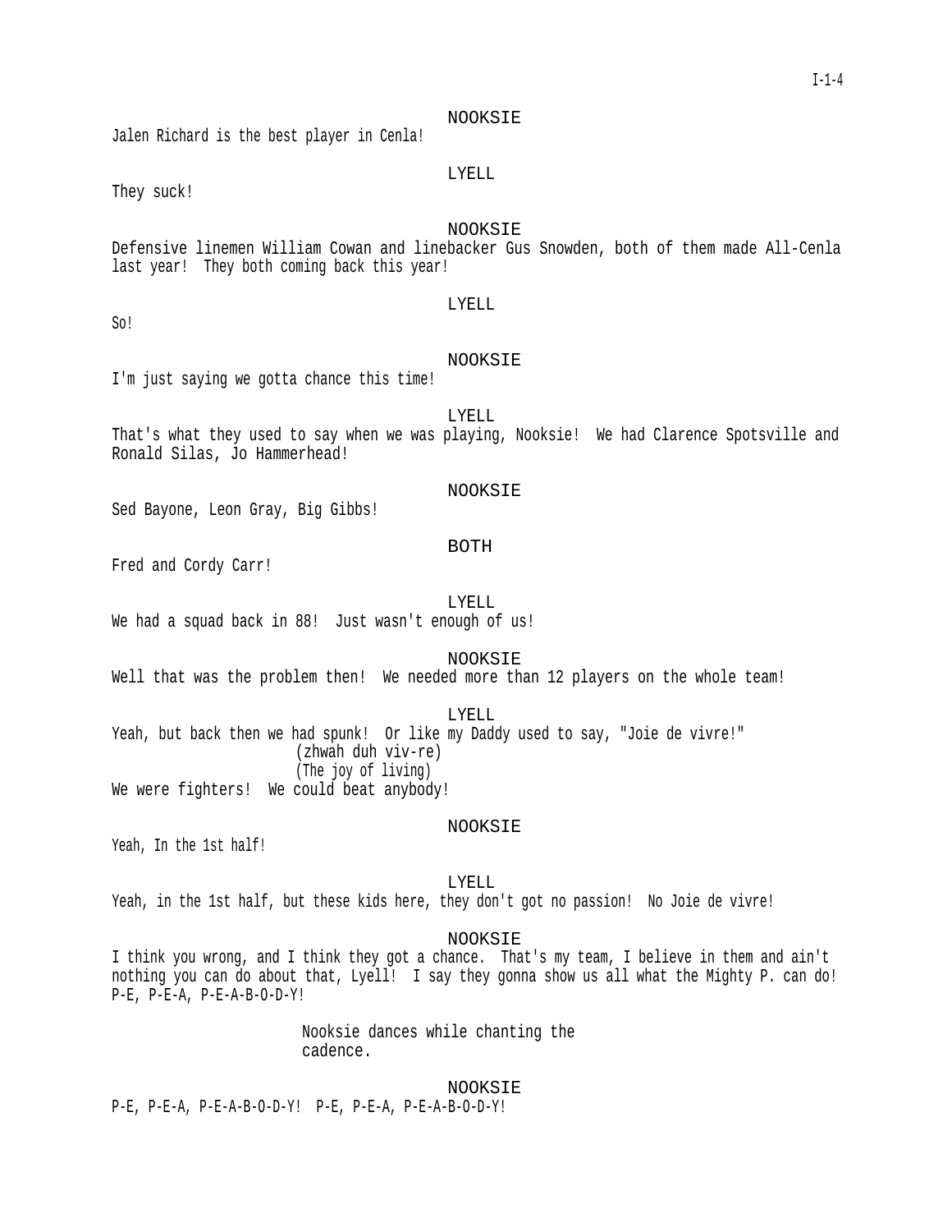NOOKSIE

Jalen Richard is the best player in Cenla!

LYELL

They suck!

NOOKSIE

Defensive linemen William Cowan and linebacker Gus Snowden, both of them made All-Cenla last year! They both coming back this year!

LYELL

So!

NOOKSIE

I'm just saying we gotta chance this time!

LYELL

That's what they used to say when we was playing, Nooksie! We had Clarence Spotsville and Ronald Silas, Jo Hammerhead!

NOOKSIE

Sed Bayone, Leon Gray, Big Gibbs!

BOTH

Fred and Cordy Carr!

LYELL

We had a squad back in 88! Just wasn't enough of us!

NOOKSIE

Well that was the problem then! We needed more than 12 players on the whole team!

LYELL

Yeah, but back then we had spunk! Or like my Daddy used to say, "Joie de vivre!"

(zhwah duh viv-re)

(The joy of living)

We were fighters! We could beat anybody!

NOOKSIE

Yeah, In the 1st half!

LYELL

Yeah, in the 1st half, but these kids here, they don't got no passion! No Joie de vivre!

NOOKSIE

I think you wrong, and I think they got a chance. That's my team, I believe in them and ain't nothing you can do about that, Lyell! I say they gonna show us all what the Mighty P. can do! P-E, P-E-A, P-E-A-B-O-D-Y!

Nooksie dances while chanting the cadence.

NOOKSIE

P-E, P-E-A, P-E-A-B-O-D-Y! P-E, P-E-A, P-E-A-B-O-D-Y!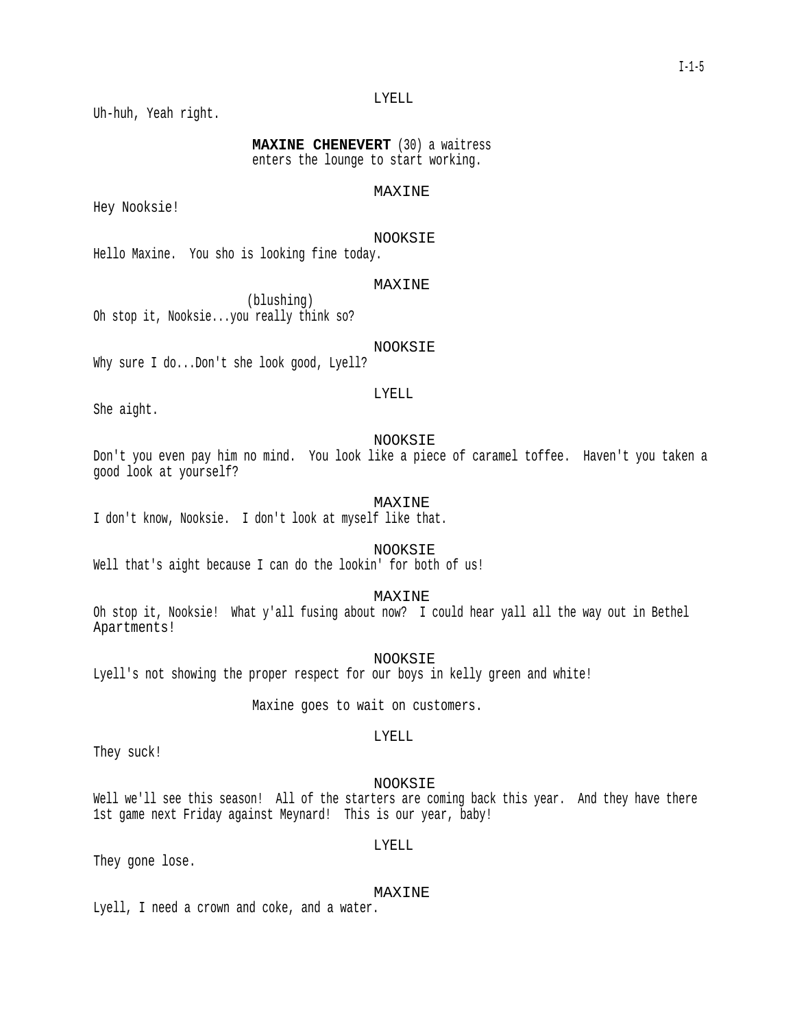LYELL

Uh-huh, Yeah right.

**MAXINE CHENEVERT** (30) a waitress enters the lounge to start working.

MAXINE

Hey Nooksie!

NOOKSIE

Hello Maxine. You sho is looking fine today.

MAXINE

(blushing)

Oh stop it, Nooksie...you really think so?

NOOKSIE

Why sure I do...Don't she look good, Lyell?

LYELL

She aight.

NOOKSIE

Don't you even pay him no mind. You look like a piece of caramel toffee. Haven't you taken a good look at yourself?

MAXINE

I don't know, Nooksie. I don't look at myself like that.

NOOKSIE

Well that's aight because I can do the lookin' for both of us!

MAXINE

Oh stop it, Nooksie! What y'all fusing about now? I could hear yall all the way out in Bethel Apartments!

NOOKSIE

Lyell's not showing the proper respect for our boys in kelly green and white!

Maxine goes to wait on customers.

LYELL

They suck!

NOOKSIE

Well we'll see this season! All of the starters are coming back this year. And they have there 1st game next Friday against Meynard! This is our year, baby!

LYELL

They gone lose.

MAXINE

Lyell, I need a crown and coke, and a water.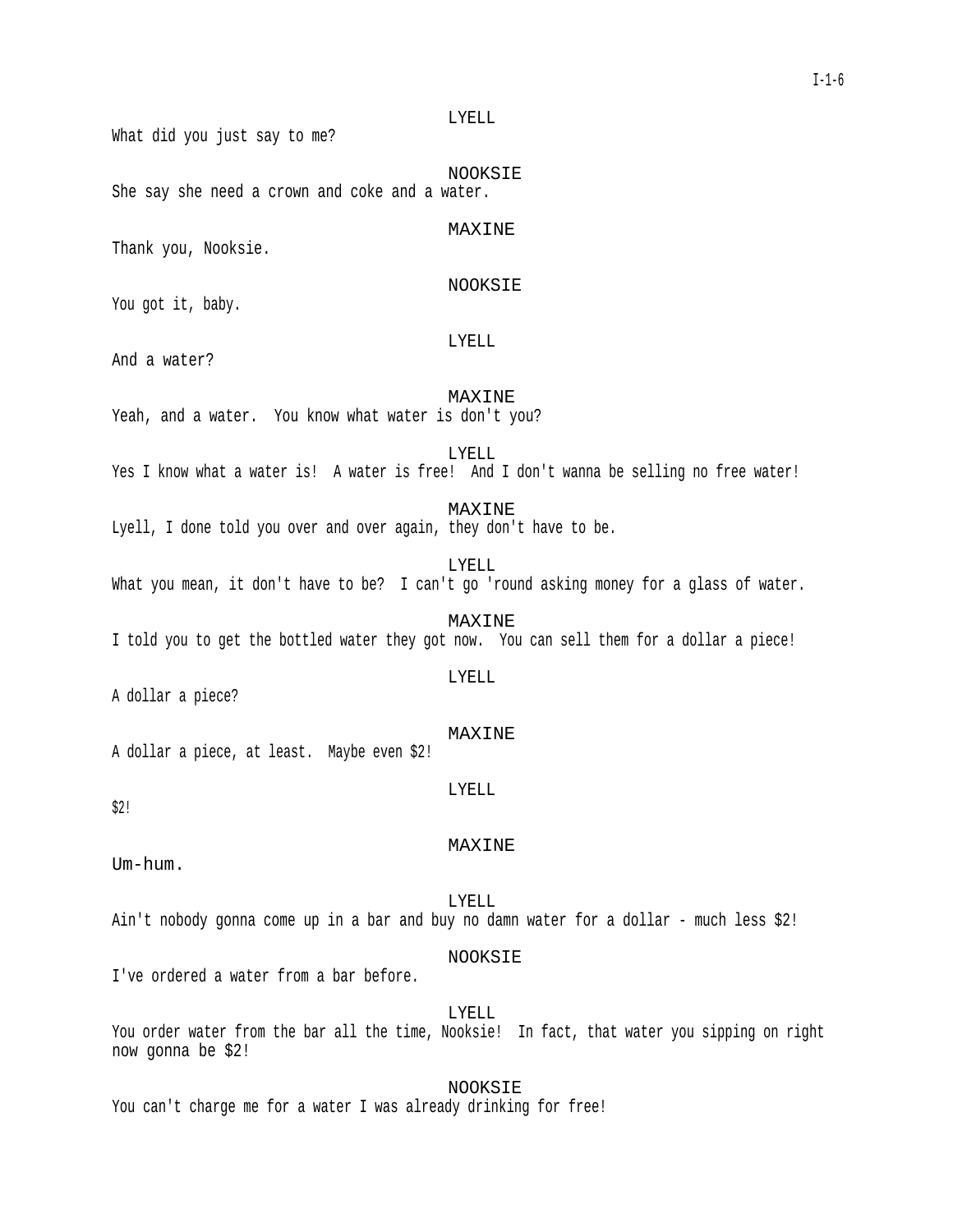LYELL

What did you just say to me?

NOOKSIE

She say she need a crown and coke and a water.

MAXINE

Thank you, Nooksie.

NOOKSIE

You got it, baby.

LYELL

And a water?

MAXINE

Yeah, and a water. You know what water is don't you?

LYELL

Yes I know what a water is! A water is free! And I don't wanna be selling no free water!

MAXINE

Lyell, I done told you over and over again, they don't have to be.

LYELL

What you mean, it don't have to be? I can't go 'round asking money for a glass of water.

MAXINE

I told you to get the bottled water they got now. You can sell them for a dollar a piece!

LYELL

A dollar a piece?

MAXINE

A dollar a piece, at least. Maybe even $2!

LYELL

$2!

MAXINE

Um-hum.

LYELL

Ain't nobody gonna come up in a bar and buy no damn water for a dollar - much less $2!

NOOKSIE

I've ordered a water from a bar before.

LYELL

You order water from the bar all the time, Nooksie! In fact, that water you sipping on right now gonna be $2!

NOOKSIE

You can't charge me for a water I was already drinking for free!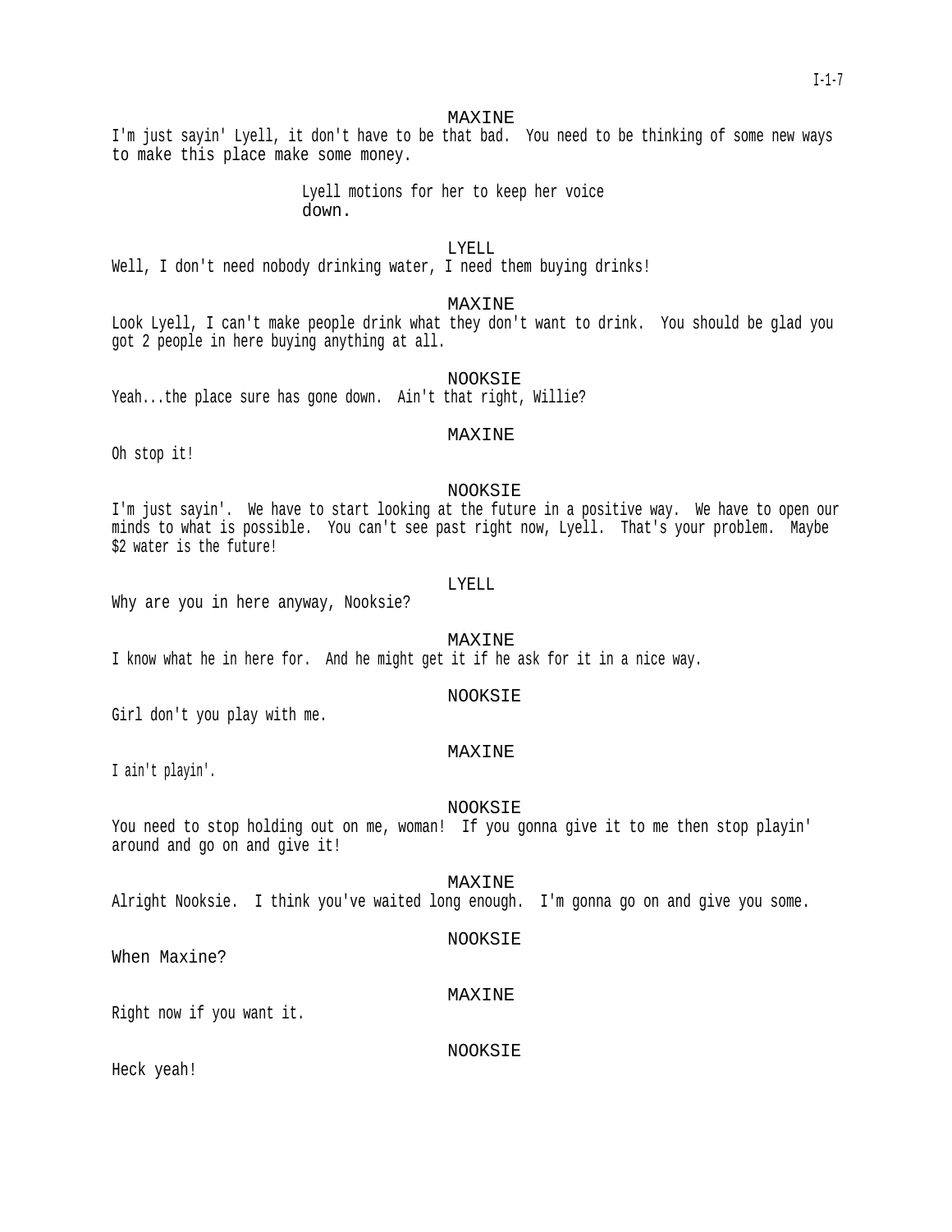MAXINE

I'm just sayin' Lyell, it don't have to be that bad.  You need to be thinking of some new ways to make this place make some money.

Lyell motions for her to keep her voice down.

LYELL

Well, I don't need nobody drinking water, I need them buying drinks!

MAXINE

Look Lyell, I can't make people drink what they don't want to drink.  You should be glad you got 2 people in here buying anything at all.

NOOKSIE

Yeah...the place sure has gone down.  Ain't that right, Willie?

MAXINE

Oh stop it!

NOOKSIE

I'm just sayin'.  We have to start looking at the future in a positive way.  We have to open our minds to what is possible.  You can't see past right now, Lyell.  That's your problem.  Maybe $2 water is the future!

LYELL

Why are you in here anyway, Nooksie?

MAXINE

I know what he in here for.  And he might get it if he ask for it in a nice way.

NOOKSIE

Girl don't you play with me.

MAXINE

I ain't playin'.

NOOKSIE

You need to stop holding out on me, woman!  If you gonna give it to me then stop playin' around and go on and give it!

MAXINE

Alright Nooksie.  I think you've waited long enough.  I'm gonna go on and give you some.

NOOKSIE

When Maxine?

MAXINE

Right now if you want it.

NOOKSIE

Heck yeah!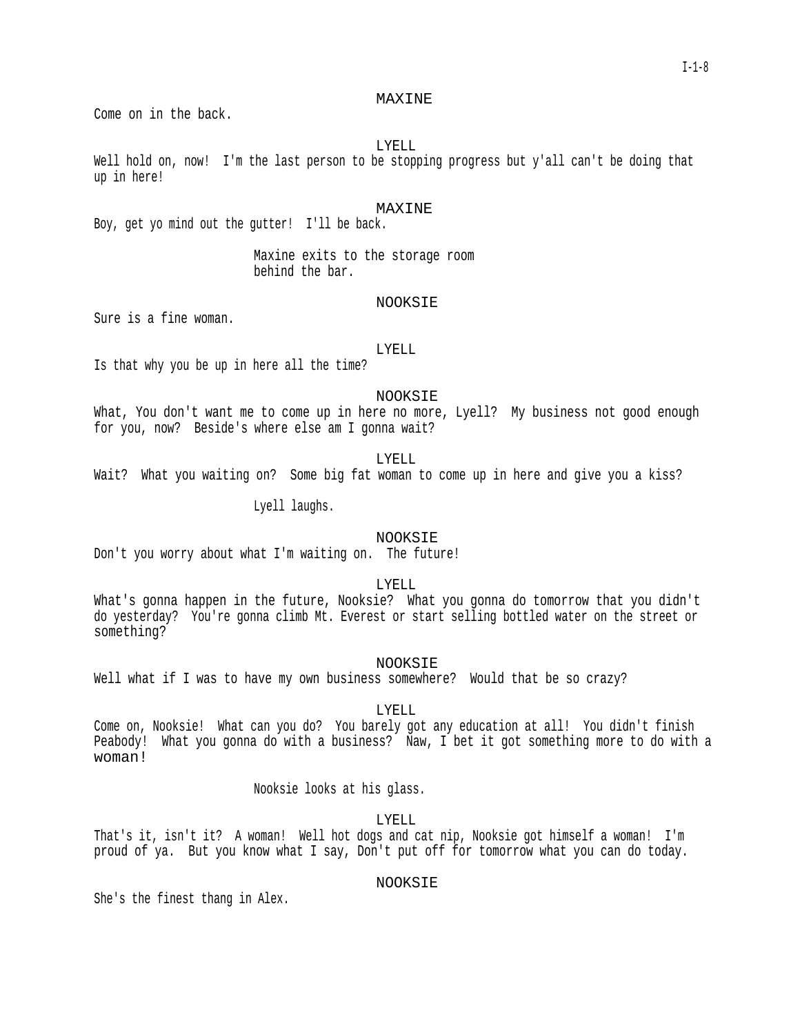MAXINE

Come on in the back.

LYELL

Well hold on, now! I'm the last person to be stopping progress but y'all can't be doing that up in here!

MAXINE

Boy, get yo mind out the gutter! I'll be back.

*Maxine exits to the storage room behind the bar.*

NOOKSIE

Sure is a fine woman.

LYELL

Is that why you be up in here all the time?

NOOKSIE

What, You don't want me to come up in here no more, Lyell? My business not good enough for you, now? Beside's where else am I gonna wait?

LYELL

Wait? What you waiting on? Some big fat woman to come up in here and give you a kiss?

*Lyell laughs.*

NOOKSIE

Don't you worry about what I'm waiting on. The future!

LYELL

What's gonna happen in the future, Nooksie? What you gonna do tomorrow that you didn't do yesterday? You're gonna climb Mt. Everest or start selling bottled water on the street or something?

NOOKSIE

Well what if I was to have my own business somewhere? Would that be so crazy?

LYELL

Come on, Nooksie! What can you do? You barely got any education at all! You didn't finish Peabody! What you gonna do with a business? Naw, I bet it got something more to do with a woman!

*Nooksie looks at his glass.*

LYELL

That's it, isn't it? A woman! Well hot dogs and cat nip, Nooksie got himself a woman! I'm proud of ya. But you know what I say, Don't put off for tomorrow what you can do today.

NOOKSIE

She's the finest thang in Alex.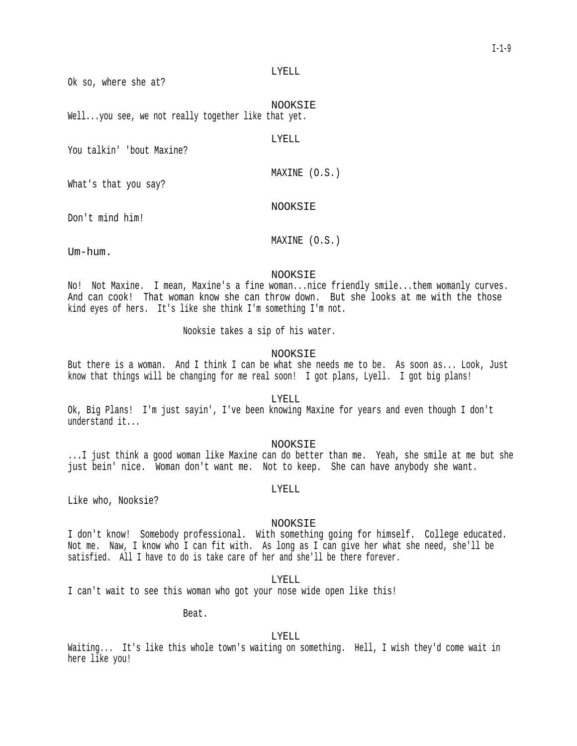LYELL

Ok so, where she at?

NOOKSIE

Well...you see, we not really together like that yet.

LYELL

You talkin' 'bout Maxine?

MAXINE (O.S.)

What's that you say?

NOOKSIE

Don't mind him!

MAXINE (O.S.)

Um-hum.

NOOKSIE

No! Not Maxine. I mean, Maxine's a fine woman...nice friendly smile...them womanly curves. And can cook! That woman know she can throw down. But she looks at me with the those kind eyes of hers. It's like she think I'm something I'm not.

Nooksie takes a sip of his water.

NOOKSIE

But there is a woman. And I think I can be what she needs me to be. As soon as... Look, Just know that things will be changing for me real soon! I got plans, Lyell. I got big plans!

LYELL

Ok, Big Plans! I'm just sayin', I've been knowing Maxine for years and even though I don't understand it...

NOOKSIE

...I just think a good woman like Maxine can do better than me. Yeah, she smile at me but she just bein' nice. Woman don't want me. Not to keep. She can have anybody she want.

LYELL

Like who, Nooksie?

NOOKSIE

I don't know! Somebody professional. With something going for himself. College educated. Not me. Naw, I know who I can fit with. As long as I can give her what she need, she'll be satisfied. All I have to do is take care of her and she'll be there forever.

LYELL

I can't wait to see this woman who got your nose wide open like this!

Beat.

LYELL

Waiting... It's like this whole town's waiting on something. Hell, I wish they'd come wait in here like you!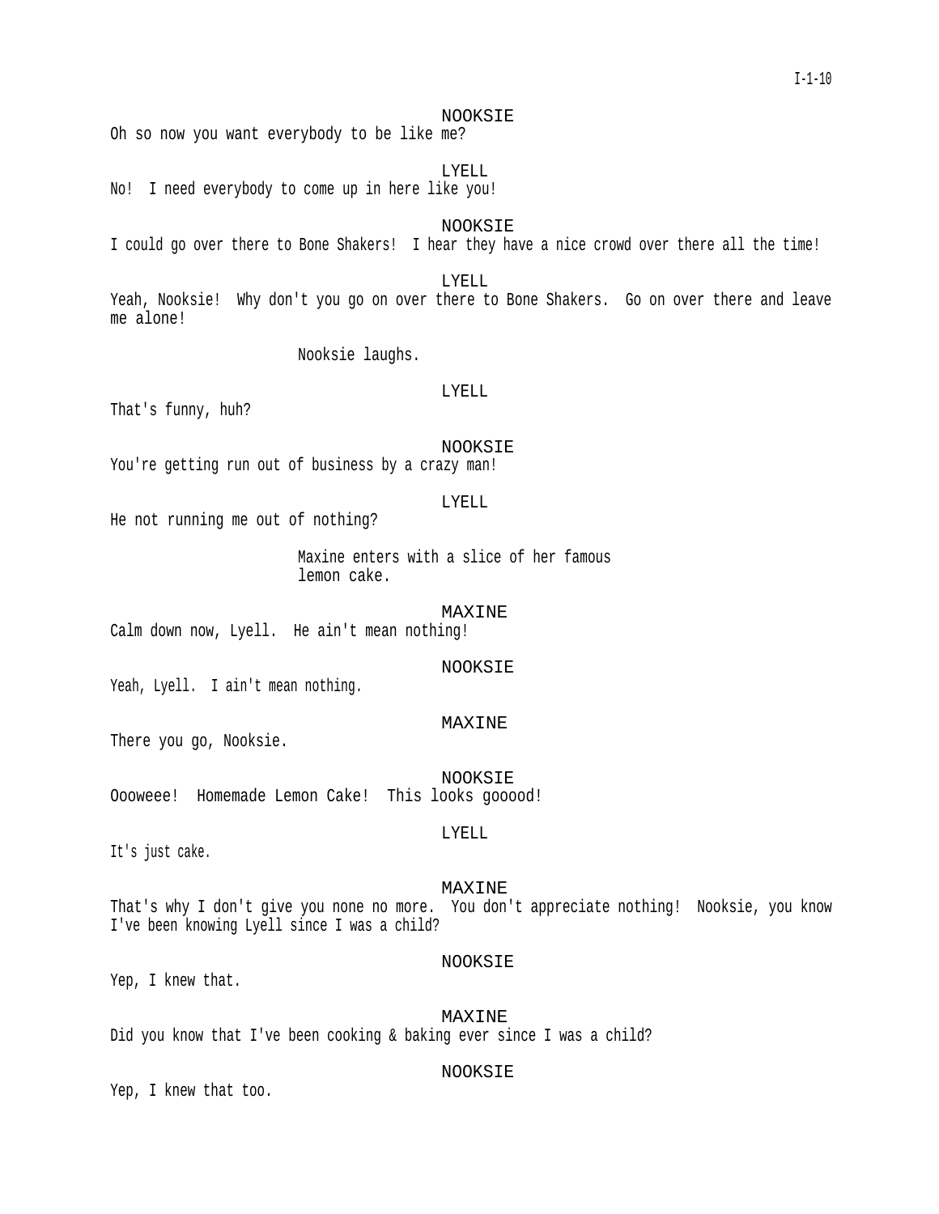NOOKSIE

Oh so now you want everybody to be like me?

LYELL

No! I need everybody to come up in here like you!

NOOKSIE

I could go over there to Bone Shakers! I hear they have a nice crowd over there all the time!

LYELL

Yeah, Nooksie! Why don't you go on over there to Bone Shakers. Go on over there and leave me alone!

Nooksie laughs.

LYELL

That's funny, huh?

NOOKSIE

You're getting run out of business by a crazy man!

LYELL

He not running me out of nothing?

Maxine enters with a slice of her famous lemon cake.

MAXINE

Calm down now, Lyell. He ain't mean nothing!

NOOKSIE

Yeah, Lyell. I ain't mean nothing.

MAXINE

There you go, Nooksie.

NOOKSIE

Oooweee! Homemade Lemon Cake! This looks gooood!

LYELL

It's just cake.

MAXINE

That's why I don't give you none no more. You don't appreciate nothing! Nooksie, you know I've been knowing Lyell since I was a child?

NOOKSIE

Yep, I knew that.

MAXINE

Did you know that I've been cooking & baking ever since I was a child?

NOOKSIE

Yep, I knew that too.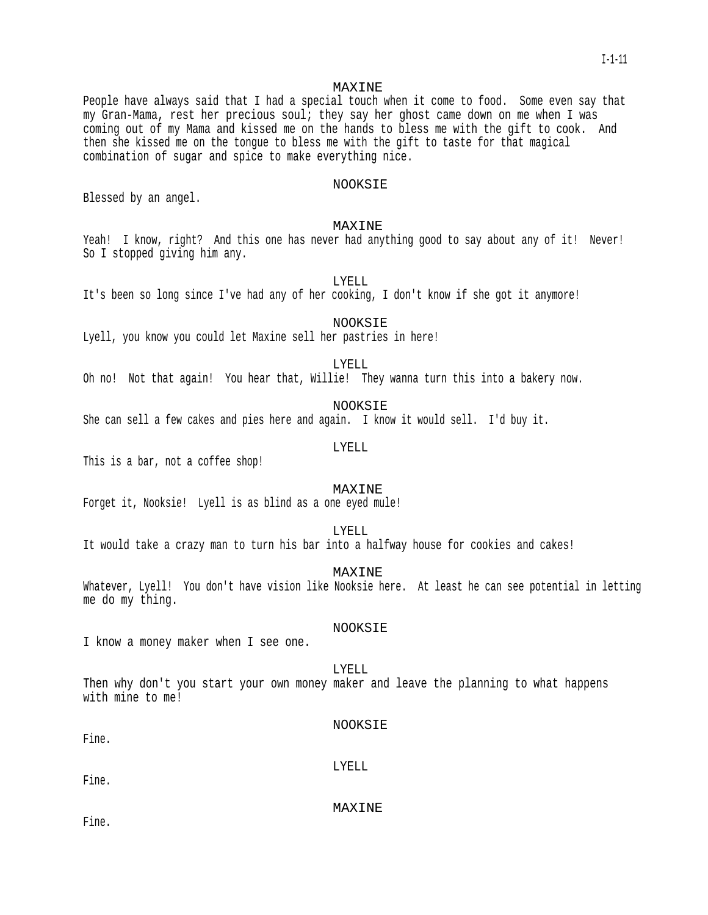MAXINE

People have always said that I had a special touch when it come to food. Some even say that my Gran-Mama, rest her precious soul; they say her ghost came down on me when I was coming out of my Mama and kissed me on the hands to bless me with the gift to cook. And then she kissed me on the tongue to bless me with the gift to taste for that magical combination of sugar and spice to make everything nice.

NOOKSIE

Blessed by an angel.

MAXINE

Yeah! I know, right? And this one has never had anything good to say about any of it! Never! So I stopped giving him any.

LYELL

It's been so long since I've had any of her cooking, I don't know if she got it anymore!

NOOKSIE

Lyell, you know you could let Maxine sell her pastries in here!

LYELL

Oh no! Not that again! You hear that, Willie! They wanna turn this into a bakery now.

NOOKSIE

She can sell a few cakes and pies here and again. I know it would sell. I'd buy it.

LYELL

This is a bar, not a coffee shop!

MAXINE

Forget it, Nooksie! Lyell is as blind as a one eyed mule!

LYELL

It would take a crazy man to turn his bar into a halfway house for cookies and cakes!

MAXINE

Whatever, Lyell! You don't have vision like Nooksie here. At least he can see potential in letting me do my thing.

NOOKSIE

I know a money maker when I see one.

LYELL

Then why don't you start your own money maker and leave the planning to what happens with mine to me!

NOOKSIE

Fine.

LYELL

Fine.

MAXINE

Fine.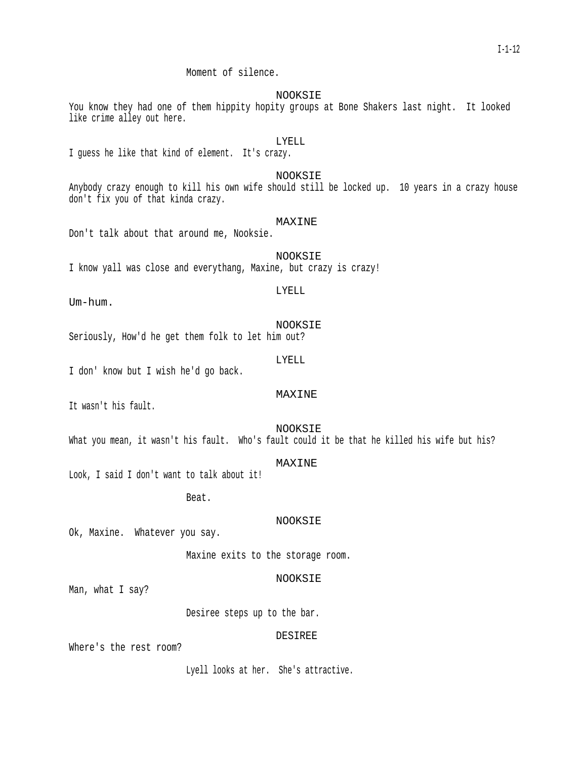Moment of silence.

NOOKSIE

You know they had one of them hippity hopity groups at Bone Shakers last night. It looked like crime alley out here.

LYELL

I guess he like that kind of element. It's crazy.

NOOKSIE

Anybody crazy enough to kill his own wife should still be locked up. 10 years in a crazy house don't fix you of that kinda crazy.

MAXINE

Don't talk about that around me, Nooksie.

NOOKSIE

I know yall was close and everythang, Maxine, but crazy is crazy!

LYELL

Um-hum.

NOOKSIE

Seriously, How'd he get them folk to let him out?

LYELL

I don' know but I wish he'd go back.

MAXINE

It wasn't his fault.

NOOKSIE

What you mean, it wasn't his fault. Who's fault could it be that he killed his wife but his?

MAXINE

Look, I said I don't want to talk about it!

Beat.

NOOKSIE

Ok, Maxine. Whatever you say.

Maxine exits to the storage room.

NOOKSIE

Man, what I say?

Desiree steps up to the bar.

DESIREE

Where's the rest room?

Lyell looks at her. She's attractive.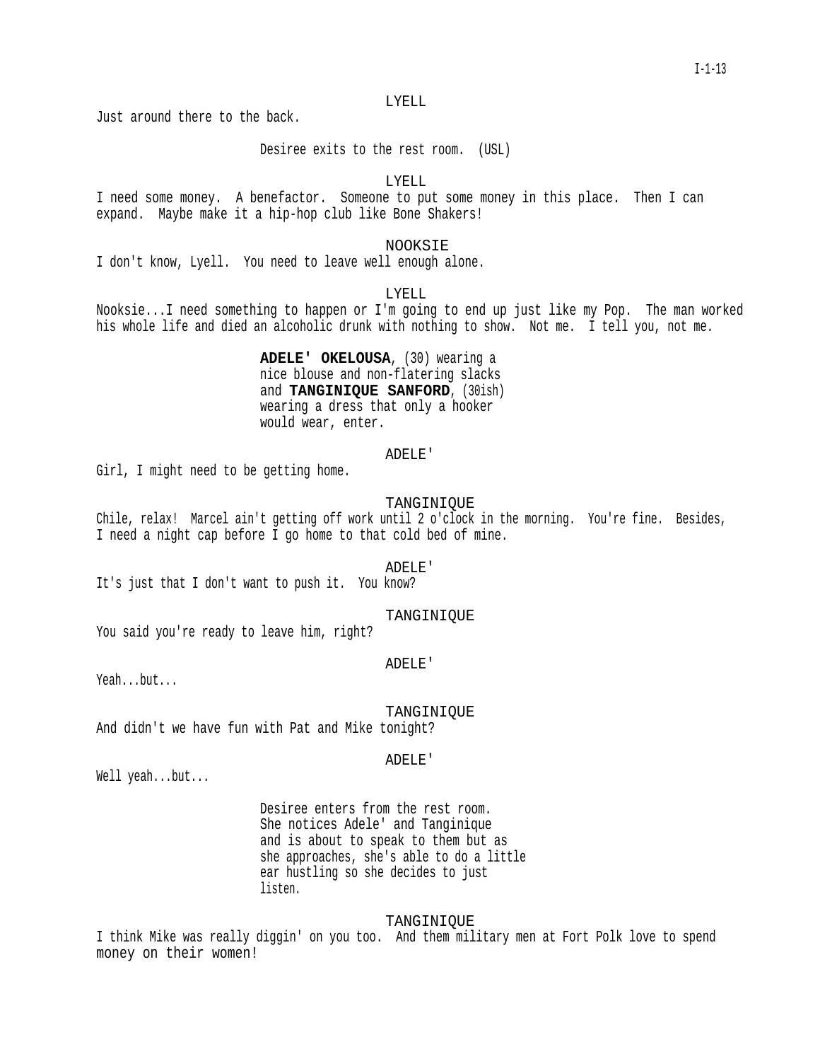LYELL

Just around there to the back.

Desiree exits to the rest room. (USL)

LYELL

I need some money. A benefactor. Someone to put some money in this place. Then I can expand. Maybe make it a hip-hop club like Bone Shakers!

NOOKSIE

I don't know, Lyell. You need to leave well enough alone.

LYELL

Nooksie...I need something to happen or I'm going to end up just like my Pop. The man worked his whole life and died an alcoholic drunk with nothing to show. Not me. I tell you, not me.

**ADELE' OKELOUSA**, (30) wearing a nice blouse and non-flatering slacks and **TANGINIQUE SANFORD**, (30ish) wearing a dress that only a hooker would wear, enter.

ADELE'

Girl, I might need to be getting home.

TANGINIQUE

Chile, relax! Marcel ain't getting off work until 2 o'clock in the morning. You're fine. Besides, I need a night cap before I go home to that cold bed of mine.

ADELE'

It's just that I don't want to push it. You know?

TANGINIQUE

You said you're ready to leave him, right?

ADELE'

Yeah...but...

TANGINIQUE

And didn't we have fun with Pat and Mike tonight?

ADELE'

Well yeah...but...

Desiree enters from the rest room. She notices Adele' and Tanginique and is about to speak to them but as she approaches, she's able to do a little ear hustling so she decides to just listen.

TANGINIQUE

I think Mike was really diggin' on you too. And them military men at Fort Polk love to spend money on their women!